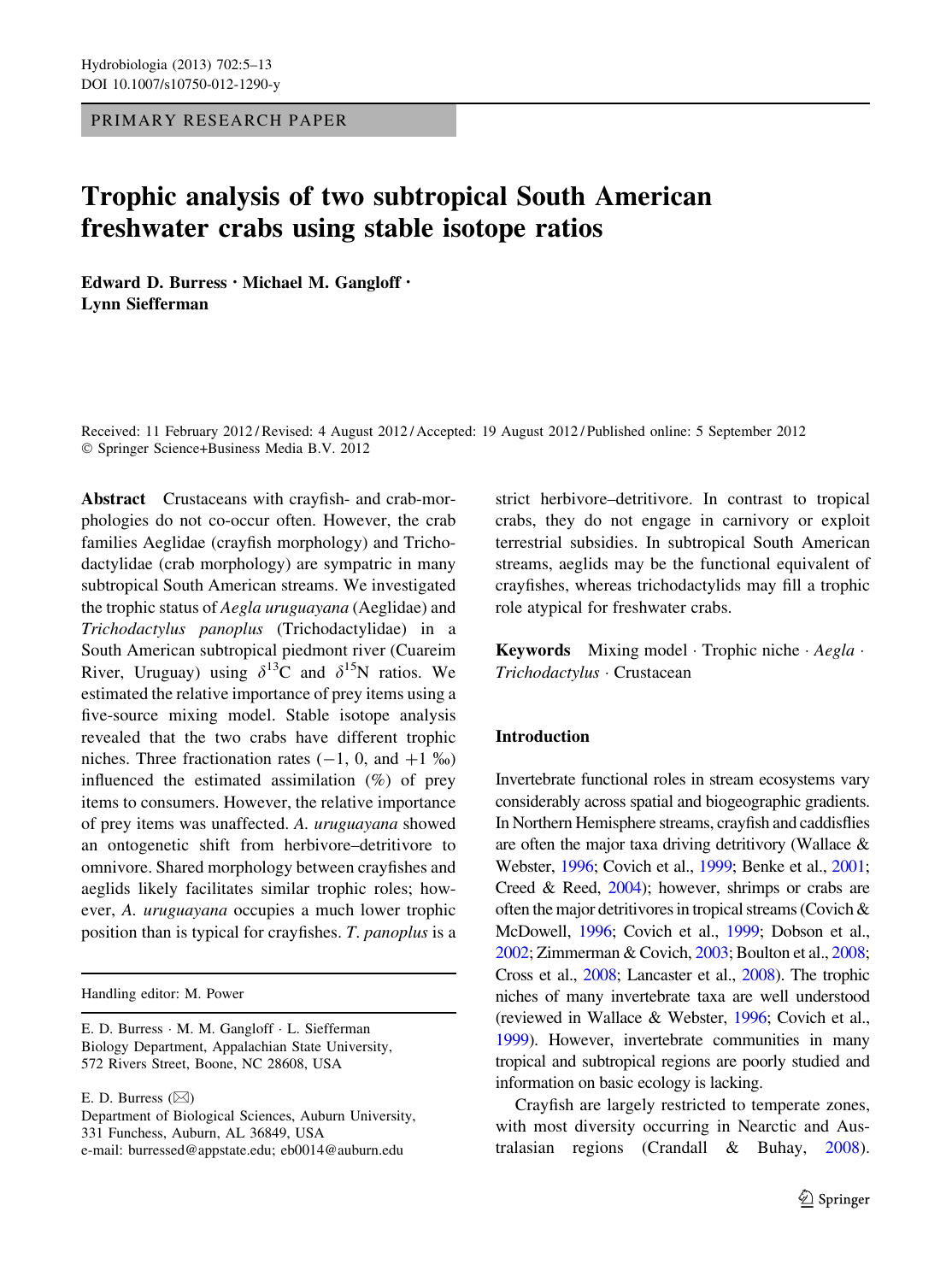PRIMARY RESEARCH PAPER

# Trophic analysis of two subtropical South American freshwater crabs using stable isotope ratios

**Edward D. Burress · Michael M. Gangloff · Lynn Siefferman**

Received: 11 February 2012 / Revised: 4 August 2012 / Accepted: 19 August 2012 / Published online: 5 September 2012
© Springer Science+Business Media B.V. 2012

**Abstract** Crustaceans with crayfish- and crab-morphologies do not co-occur often. However, the crab families Aeglidae (crayfish morphology) and Trichodactylidae (crab morphology) are sympatric in many subtropical South American streams. We investigated the trophic status of *Aegla uruguayana* (Aeglidae) and *Trichodactylus panoplus* (Trichodactylidae) in a South American subtropical piedmont river (Cuareim River, Uruguay) using $\delta^{13}$C and $\delta^{15}$N ratios. We estimated the relative importance of prey items using a five-source mixing model. Stable isotope analysis revealed that the two crabs have different trophic niches. Three fractionation rates (−1, 0, and +1 ‰) influenced the estimated assimilation (%) of prey items to consumers. However, the relative importance of prey items was unaffected. *A. uruguayana* showed an ontogenetic shift from herbivore–detritivore to omnivore. Shared morphology between crayfishes and aeglids likely facilitates similar trophic roles; however, *A. uruguayana* occupies a much lower trophic position than is typical for crayfishes. *T. panoplus* is a strict herbivore–detritivore. In contrast to tropical crabs, they do not engage in carnivory or exploit terrestrial subsidies. In subtropical South American streams, aeglids may be the functional equivalent of crayfishes, whereas trichodactylids may fill a trophic role atypical for freshwater crabs.

**Keywords** Mixing model · Trophic niche · *Aegla* · *Trichodactylus* · Crustacean

Handling editor: M. Power

E. D. Burress · M. M. Gangloff · L. Siefferman
Biology Department, Appalachian State University, 572 Rivers Street, Boone, NC 28608, USA

E. D. Burress (✉)
Department of Biological Sciences, Auburn University, 331 Funchess, Auburn, AL 36849, USA
e-mail: burressed@appstate.edu; eb0014@auburn.edu

## Introduction

Invertebrate functional roles in stream ecosystems vary considerably across spatial and biogeographic gradients. In Northern Hemisphere streams, crayfish and caddisflies are often the major taxa driving detritivory (Wallace & Webster, 1996; Covich et al., 1999; Benke et al., 2001; Creed & Reed, 2004); however, shrimps or crabs are often the major detritivores in tropical streams (Covich & McDowell, 1996; Covich et al., 1999; Dobson et al., 2002; Zimmerman & Covich, 2003; Boulton et al., 2008; Cross et al., 2008; Lancaster et al., 2008). The trophic niches of many invertebrate taxa are well understood (reviewed in Wallace & Webster, 1996; Covich et al., 1999). However, invertebrate communities in many tropical and subtropical regions are poorly studied and information on basic ecology is lacking.

Crayfish are largely restricted to temperate zones, with most diversity occurring in Nearctic and Australasian regions (Crandall & Buhay, 2008).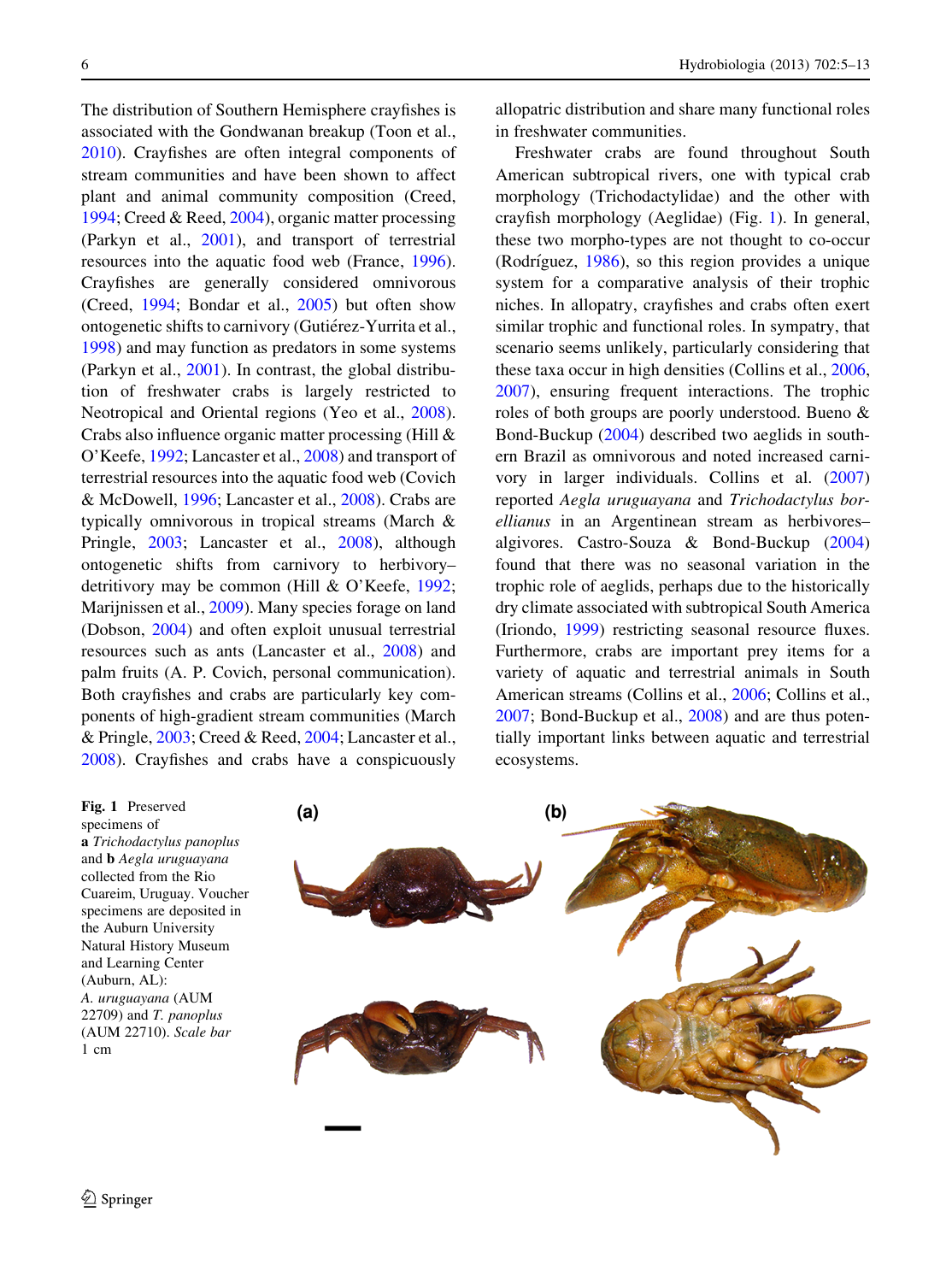The distribution of Southern Hemisphere crayfishes is associated with the Gondwanan breakup (Toon et al., 2010). Crayfishes are often integral components of stream communities and have been shown to affect plant and animal community composition (Creed, 1994; Creed & Reed, 2004), organic matter processing (Parkyn et al., 2001), and transport of terrestrial resources into the aquatic food web (France, 1996). Crayfishes are generally considered omnivorous (Creed, 1994; Bondar et al., 2005) but often show ontogenetic shifts to carnivory (Gutiérez-Yurrita et al., 1998) and may function as predators in some systems (Parkyn et al., 2001). In contrast, the global distribution of freshwater crabs is largely restricted to Neotropical and Oriental regions (Yeo et al., 2008). Crabs also influence organic matter processing (Hill & O'Keefe, 1992; Lancaster et al., 2008) and transport of terrestrial resources into the aquatic food web (Covich & McDowell, 1996; Lancaster et al., 2008). Crabs are typically omnivorous in tropical streams (March & Pringle, 2003; Lancaster et al., 2008), although ontogenetic shifts from carnivory to herbivory–detritivory may be common (Hill & O'Keefe, 1992; Marijnissen et al., 2009). Many species forage on land (Dobson, 2004) and often exploit unusual terrestrial resources such as ants (Lancaster et al., 2008) and palm fruits (A. P. Covich, personal communication). Both crayfishes and crabs are particularly key components of high-gradient stream communities (March & Pringle, 2003; Creed & Reed, 2004; Lancaster et al., 2008). Crayfishes and crabs have a conspicuously allopatric distribution and share many functional roles in freshwater communities.

Freshwater crabs are found throughout South American subtropical rivers, one with typical crab morphology (Trichodactylidae) and the other with crayfish morphology (Aeglidae) (Fig. 1). In general, these two morpho-types are not thought to co-occur (Rodríguez, 1986), so this region provides a unique system for a comparative analysis of their trophic niches. In allopatry, crayfishes and crabs often exert similar trophic and functional roles. In sympatry, that scenario seems unlikely, particularly considering that these taxa occur in high densities (Collins et al., 2006, 2007), ensuring frequent interactions. The trophic roles of both groups are poorly understood. Bueno & Bond-Buckup (2004) described two aeglids in southern Brazil as omnivorous and noted increased carnivory in larger individuals. Collins et al. (2007) reported *Aegla uruguayana* and *Trichodactylus borellianus* in an Argentinean stream as herbivores–algivores. Castro-Souza & Bond-Buckup (2004) found that there was no seasonal variation in the trophic role of aeglids, perhaps due to the historically dry climate associated with subtropical South America (Iriondo, 1999) restricting seasonal resource fluxes. Furthermore, crabs are important prey items for a variety of aquatic and terrestrial animals in South American streams (Collins et al., 2006; Collins et al., 2007; Bond-Buckup et al., 2008) and are thus potentially important links between aquatic and terrestrial ecosystems.

**Fig. 1** Preserved specimens of **a** *Trichodactylus panoplus* and **b** *Aegla uruguayana* collected from the Rio Cuareim, Uruguay. Voucher specimens are deposited in the Auburn University Natural History Museum and Learning Center (Auburn, AL): *A. uruguayana* (AUM 22709) and *T. panoplus* (AUM 22710). *Scale bar* 1 cm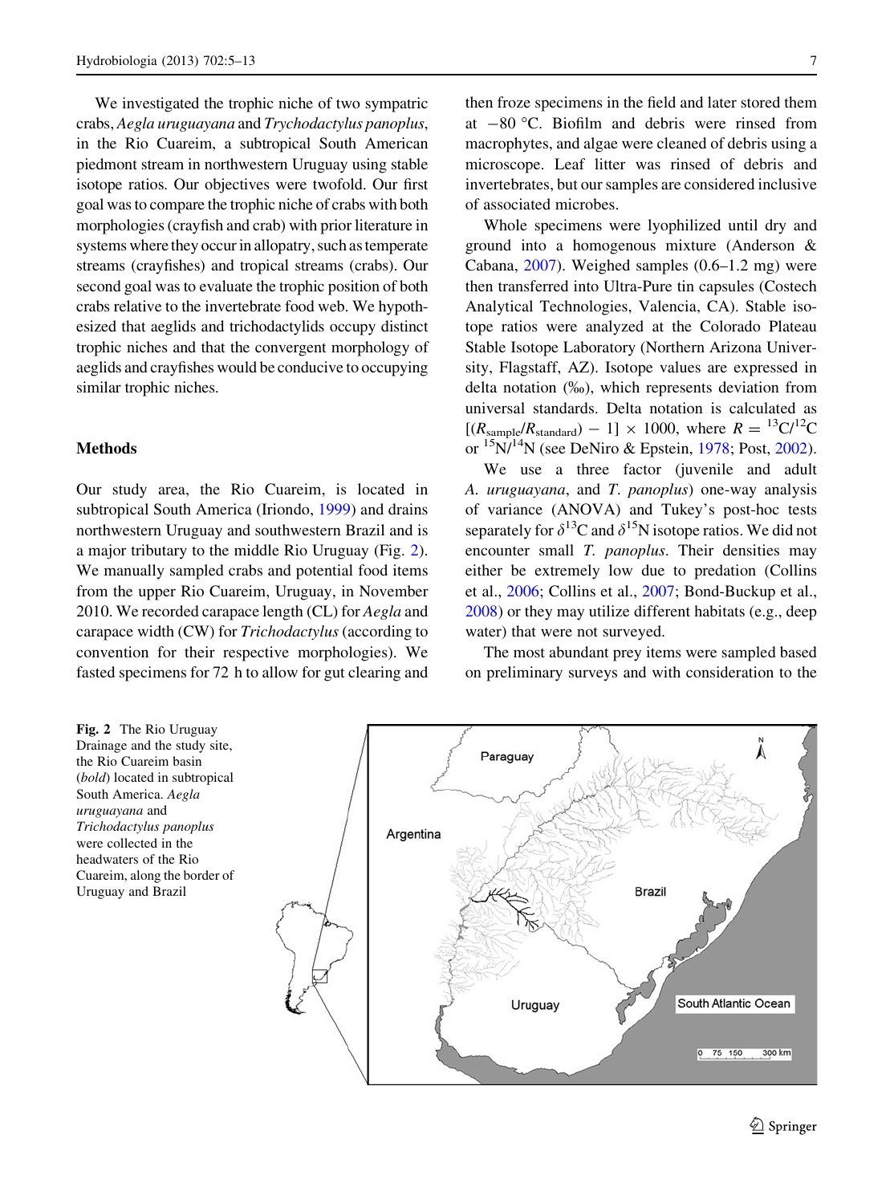We investigated the trophic niche of two sympatric crabs, *Aegla uruguayana* and *Trychodactylus panoplus*, in the Rio Cuareim, a subtropical South American piedmont stream in northwestern Uruguay using stable isotope ratios. Our objectives were twofold. Our first goal was to compare the trophic niche of crabs with both morphologies (crayfish and crab) with prior literature in systems where they occur in allopatry, such as temperate streams (crayfishes) and tropical streams (crabs). Our second goal was to evaluate the trophic position of both crabs relative to the invertebrate food web. We hypothesized that aeglids and trichodactylids occupy distinct trophic niches and that the convergent morphology of aeglids and crayfishes would be conducive to occupying similar trophic niches.

## Methods

Our study area, the Rio Cuareim, is located in subtropical South America (Iriondo, 1999) and drains northwestern Uruguay and southwestern Brazil and is a major tributary to the middle Rio Uruguay (Fig. 2). We manually sampled crabs and potential food items from the upper Rio Cuareim, Uruguay, in November 2010. We recorded carapace length (CL) for *Aegla* and carapace width (CW) for *Trichodactylus* (according to convention for their respective morphologies). We fasted specimens for 72 h to allow for gut clearing and then froze specimens in the field and later stored them at −80 °C. Biofilm and debris were rinsed from macrophytes, and algae were cleaned of debris using a microscope. Leaf litter was rinsed of debris and invertebrates, but our samples are considered inclusive of associated microbes.

Whole specimens were lyophilized until dry and ground into a homogenous mixture (Anderson & Cabana, 2007). Weighed samples (0.6–1.2 mg) were then transferred into Ultra-Pure tin capsules (Costech Analytical Technologies, Valencia, CA). Stable isotope ratios were analyzed at the Colorado Plateau Stable Isotope Laboratory (Northern Arizona University, Flagstaff, AZ). Isotope values are expressed in delta notation (‰), which represents deviation from universal standards. Delta notation is calculated as $[(R_{sample}/R_{standard}) - 1] \times 1000$, where $R = {}^{13}C/{}^{12}C$ or ${}^{15}N/{}^{14}N$ (see DeNiro & Epstein, 1978; Post, 2002).

We use a three factor (juvenile and adult *A. uruguayana*, and *T. panoplus*) one-way analysis of variance (ANOVA) and Tukey's post-hoc tests separately for $\delta^{13}C$ and $\delta^{15}N$ isotope ratios. We did not encounter small *T. panoplus*. Their densities may either be extremely low due to predation (Collins et al., 2006; Collins et al., 2007; Bond-Buckup et al., 2008) or they may utilize different habitats (e.g., deep water) that were not surveyed.

The most abundant prey items were sampled based on preliminary surveys and with consideration to the

**Fig. 2** The Rio Uruguay Drainage and the study site, the Rio Cuareim basin (*bold*) located in subtropical South America. *Aegla uruguayana* and *Trichodactylus panoplus* were collected in the headwaters of the Rio Cuareim, along the border of Uruguay and Brazil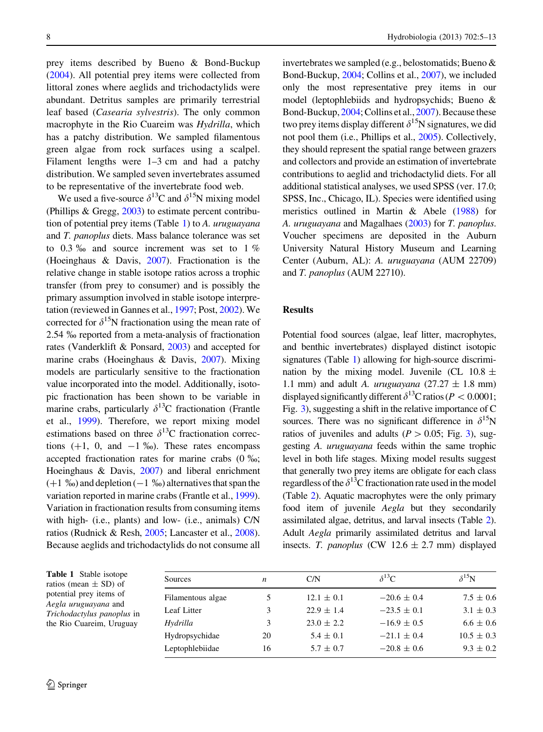prey items described by Bueno & Bond-Buckup (2004). All potential prey items were collected from littoral zones where aeglids and trichodactylids were abundant. Detritus samples are primarily terrestrial leaf based (*Casearia sylvestris*). The only common macrophyte in the Rio Cuareim was *Hydrilla*, which has a patchy distribution. We sampled filamentous green algae from rock surfaces using a scalpel. Filament lengths were 1–3 cm and had a patchy distribution. We sampled seven invertebrates assumed to be representative of the invertebrate food web.

We used a five-source $\delta^{13}C$ and $\delta^{15}N$ mixing model (Phillips & Gregg, 2003) to estimate percent contribution of potential prey items (Table 1) to *A. uruguayana* and *T. panoplus* diets. Mass balance tolerance was set to 0.3 ‰ and source increment was set to 1 % (Hoeinghaus & Davis, 2007). Fractionation is the relative change in stable isotope ratios across a trophic transfer (from prey to consumer) and is possibly the primary assumption involved in stable isotope interpretation (reviewed in Gannes et al., 1997; Post, 2002). We corrected for $\delta^{15}N$ fractionation using the mean rate of 2.54 ‰ reported from a meta-analysis of fractionation rates (Vanderklift & Ponsard, 2003) and accepted for marine crabs (Hoeinghaus & Davis, 2007). Mixing models are particularly sensitive to the fractionation value incorporated into the model. Additionally, isotopic fractionation has been shown to be variable in marine crabs, particularly $\delta^{13}C$ fractionation (Frantle et al., 1999). Therefore, we report mixing model estimations based on three $\delta^{13}C$ fractionation corrections (+1, 0, and −1 ‰). These rates encompass accepted fractionation rates for marine crabs (0 ‰; Hoeinghaus & Davis, 2007) and liberal enrichment (+1 ‰) and depletion (−1 ‰) alternatives that span the variation reported in marine crabs (Frantle et al., 1999). Variation in fractionation results from consuming items with high- (i.e., plants) and low- (i.e., animals) C/N ratios (Rudnick & Resh, 2005; Lancaster et al., 2008). Because aeglids and trichodactylids do not consume all invertebrates we sampled (e.g., belostomatids; Bueno & Bond-Buckup, 2004; Collins et al., 2007), we included only the most representative prey items in our model (leptophlebiids and hydropsychids; Bueno & Bond-Buckup, 2004; Collins et al., 2007). Because these two prey items display different $\delta^{15}N$ signatures, we did not pool them (i.e., Phillips et al., 2005). Collectively, they should represent the spatial range between grazers and collectors and provide an estimation of invertebrate contributions to aeglid and trichodactylid diets. For all additional statistical analyses, we used SPSS (ver. 17.0; SPSS, Inc., Chicago, IL). Species were identified using meristics outlined in Martin & Abele (1988) for *A. uruguayana* and Magalhaes (2003) for *T. panoplus*. Voucher specimens are deposited in the Auburn University Natural History Museum and Learning Center (Auburn, AL): *A. uruguayana* (AUM 22709) and *T. panoplus* (AUM 22710).

## Results

Potential food sources (algae, leaf litter, macrophytes, and benthic invertebrates) displayed distinct isotopic signatures (Table 1) allowing for high-source discrimination by the mixing model. Juvenile (CL 10.8 ± 1.1 mm) and adult *A. uruguayana* (27.27 ± 1.8 mm) displayed significantly different $\delta^{13}C$ ratios ($P < 0.0001$; Fig. 3), suggesting a shift in the relative importance of C sources. There was no significant difference in $\delta^{15}N$ ratios of juveniles and adults ($P > 0.05$; Fig. 3), suggesting *A. uruguayana* feeds within the same trophic level in both life stages. Mixing model results suggest that generally two prey items are obligate for each class regardless of the $\delta^{13}C$ fractionation rate used in the model (Table 2). Aquatic macrophytes were the only primary food item of juvenile *Aegla* but they secondarily assimilated algae, detritus, and larval insects (Table 2). Adult *Aegla* primarily assimilated detritus and larval insects. *T. panoplus* (CW 12.6 ± 2.7 mm) displayed

**Table 1** Stable isotope ratios (mean ± SD) of potential prey items of *Aegla uruguayana* and *Trichodactylus panoplus* in the Rio Cuareim, Uruguay

| Sources | *n* | C/N | $\delta^{13}C$ | $\delta^{15}N$ |
|---|---|---|---|---|
| Filamentous algae | 5 | 12.1 ± 0.1 | −20.6 ± 0.4 | 7.5 ± 0.6 |
| Leaf Litter | 3 | 22.9 ± 1.4 | −23.5 ± 0.1 | 3.1 ± 0.3 |
| *Hydrilla* | 3 | 23.0 ± 2.2 | −16.9 ± 0.5 | 6.6 ± 0.6 |
| Hydropsychidae | 20 | 5.4 ± 0.1 | −21.1 ± 0.4 | 10.5 ± 0.3 |
| Leptophlebiidae | 16 | 5.7 ± 0.7 | −20.8 ± 0.6 | 9.3 ± 0.2 |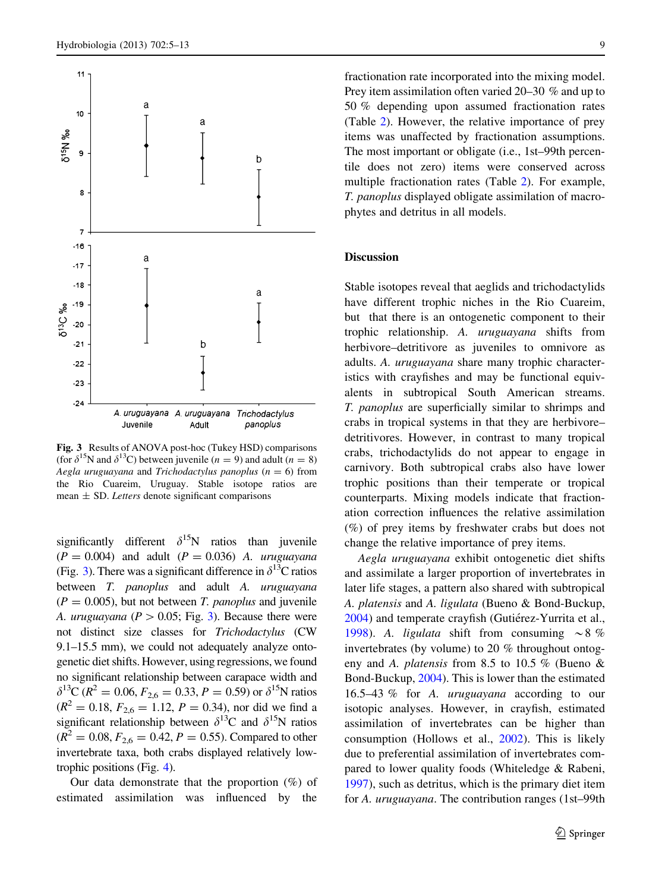**Fig. 3** Results of ANOVA post-hoc (Tukey HSD) comparisons (for $\delta^{15}$N and $\delta^{13}$C) between juvenile ($n = 9$) and adult ($n = 8$) *Aegla uruguayana* and *Trichodactylus panoplus* ($n = 6$) from the Rio Cuareim, Uruguay. Stable isotope ratios are mean ± SD. *Letters* denote significant comparisons

significantly different $\delta^{15}$N ratios than juvenile ($P = 0.004$) and adult ($P = 0.036$) *A. uruguayana* (Fig. 3). There was a significant difference in $\delta^{13}$C ratios between *T. panoplus* and adult *A. uruguayana* ($P = 0.005$), but not between *T. panoplus* and juvenile *A. uruguayana* ($P > 0.05$; Fig. 3). Because there were not distinct size classes for *Trichodactylus* (CW 9.1–15.5 mm), we could not adequately analyze ontogenetic diet shifts. However, using regressions, we found no significant relationship between carapace width and $\delta^{13}$C ($R^2 = 0.06$, $F_{2,6} = 0.33$, $P = 0.59$) or $\delta^{15}$N ratios ($R^2 = 0.18$, $F_{2,6} = 1.12$, $P = 0.34$), nor did we find a significant relationship between $\delta^{13}$C and $\delta^{15}$N ratios ($R^2 = 0.08$, $F_{2,6} = 0.42$, $P = 0.55$). Compared to other invertebrate taxa, both crabs displayed relatively low-trophic positions (Fig. 4).

Our data demonstrate that the proportion (%) of estimated assimilation was influenced by the fractionation rate incorporated into the mixing model. Prey item assimilation often varied 20–30 % and up to 50 % depending upon assumed fractionation rates (Table 2). However, the relative importance of prey items was unaffected by fractionation assumptions. The most important or obligate (i.e., 1st–99th percentile does not zero) items were conserved across multiple fractionation rates (Table 2). For example, *T. panoplus* displayed obligate assimilation of macrophytes and detritus in all models.

## Discussion

Stable isotopes reveal that aeglids and trichodactylids have different trophic niches in the Rio Cuareim, but that there is an ontogenetic component to their trophic relationship. *A. uruguayana* shifts from herbivore–detritivore as juveniles to omnivore as adults. *A. uruguayana* share many trophic characteristics with crayfishes and may be functional equivalents in subtropical South American streams. *T. panoplus* are superficially similar to shrimps and crabs in tropical systems in that they are herbivore–detritivores. However, in contrast to many tropical crabs, trichodactylids do not appear to engage in carnivory. Both subtropical crabs also have lower trophic positions than their temperate or tropical counterparts. Mixing models indicate that fractionation correction influences the relative assimilation (%) of prey items by freshwater crabs but does not change the relative importance of prey items.

*Aegla uruguayana* exhibit ontogenetic diet shifts and assimilate a larger proportion of invertebrates in later life stages, a pattern also shared with subtropical *A. platensis* and *A. ligulata* (Bueno & Bond-Buckup, 2004) and temperate crayfish (Gutiérez-Yurrita et al., 1998). *A. ligulata* shift from consuming ~8 % invertebrates (by volume) to 20 % throughout ontogeny and *A. platensis* from 8.5 to 10.5 % (Bueno & Bond-Buckup, 2004). This is lower than the estimated 16.5–43 % for *A. uruguayana* according to our isotopic analyses. However, in crayfish, estimated assimilation of invertebrates can be higher than consumption (Hollows et al., 2002). This is likely due to preferential assimilation of invertebrates compared to lower quality foods (Whiteledge & Rabeni, 1997), such as detritus, which is the primary diet item for *A. uruguayana*. The contribution ranges (1st–99th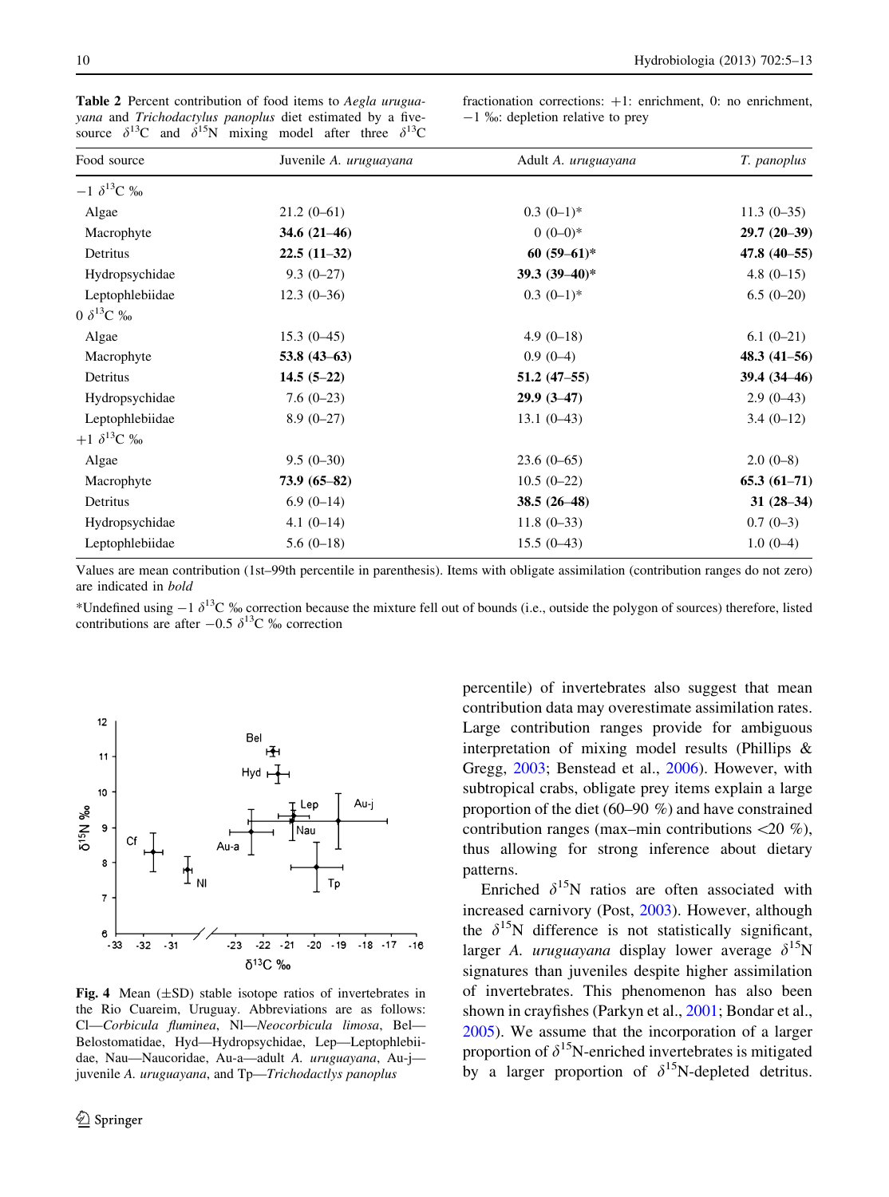**Table 2** Percent contribution of food items to *Aegla uruguayana* and *Trichodactylus panoplus* diet estimated by a five-source $\delta^{13}C$ and $\delta^{15}N$ mixing model after three $\delta^{13}C$ fractionation corrections: +1: enrichment, 0: no enrichment, −1 ‰: depletion relative to prey

| Food source | Juvenile *A. uruguayana* | Adult *A. uruguayana* | *T. panoplus* |
|---|---|---|---|
| −1 $\delta^{13}C$ ‰ | | | |
| Algae | 21.2 (0–61) | 0.3 (0–1)* | 11.3 (0–35) |
| Macrophyte | **34.6 (21–46)** | 0 (0–0)* | **29.7 (20–39)** |
| Detritus | **22.5 (11–32)** | **60 (59–61)*** | **47.8 (40–55)** |
| Hydropsychidae | 9.3 (0–27) | **39.3 (39–40)*** | 4.8 (0–15) |
| Leptophlebiidae | 12.3 (0–36) | 0.3 (0–1)* | 6.5 (0–20) |
| 0 $\delta^{13}C$ ‰ | | | |
| Algae | 15.3 (0–45) | 4.9 (0–18) | 6.1 (0–21) |
| Macrophyte | **53.8 (43–63)** | 0.9 (0–4) | **48.3 (41–56)** |
| Detritus | **14.5 (5–22)** | **51.2 (47–55)** | **39.4 (34–46)** |
| Hydropsychidae | 7.6 (0–23) | **29.9 (3–47)** | 2.9 (0–43) |
| Leptophlebiidae | 8.9 (0–27) | 13.1 (0–43) | 3.4 (0–12) |
| +1 $\delta^{13}C$ ‰ | | | |
| Algae | 9.5 (0–30) | 23.6 (0–65) | 2.0 (0–8) |
| Macrophyte | **73.9 (65–82)** | 10.5 (0–22) | **65.3 (61–71)** |
| Detritus | 6.9 (0–14) | **38.5 (26–48)** | **31 (28–34)** |
| Hydropsychidae | 4.1 (0–14) | 11.8 (0–33) | 0.7 (0–3) |
| Leptophlebiidae | 5.6 (0–18) | 15.5 (0–43) | 1.0 (0–4) |

Values are mean contribution (1st–99th percentile in parenthesis). Items with obligate assimilation (contribution ranges do not zero) are indicated in *bold*

*Undefined using −1 $\delta^{13}C$ ‰ correction because the mixture fell out of bounds (i.e., outside the polygon of sources) therefore, listed contributions are after −0.5 $\delta^{13}C$ ‰ correction

**Fig. 4** Mean (±SD) stable isotope ratios of invertebrates in the Rio Cuareim, Uruguay. Abbreviations are as follows: Cl—*Corbicula fluminea*, Nl—*Neocorbicula limosa*, Bel—Belostomatidae, Hyd—Hydropsychidae, Lep—Leptophlebiidae, Nau—Naucoridae, Au-a—adult *A. uruguayana*, Au-j—juvenile *A. uruguayana*, and Tp—*Trichodactlys panoplus*

percentile) of invertebrates also suggest that mean contribution data may overestimate assimilation rates. Large contribution ranges provide for ambiguous interpretation of mixing model results (Phillips & Gregg, 2003; Benstead et al., 2006). However, with subtropical crabs, obligate prey items explain a large proportion of the diet (60–90 %) and have constrained contribution ranges (max–min contributions <20 %), thus allowing for strong inference about dietary patterns.

Enriched $\delta^{15}N$ ratios are often associated with increased carnivory (Post, 2003). However, although the $\delta^{15}N$ difference is not statistically significant, larger *A. uruguayana* display lower average $\delta^{15}N$ signatures than juveniles despite higher assimilation of invertebrates. This phenomenon has also been shown in crayfishes (Parkyn et al., 2001; Bondar et al., 2005). We assume that the incorporation of a larger proportion of $\delta^{15}N$-enriched invertebrates is mitigated by a larger proportion of $\delta^{15}N$-depleted detritus.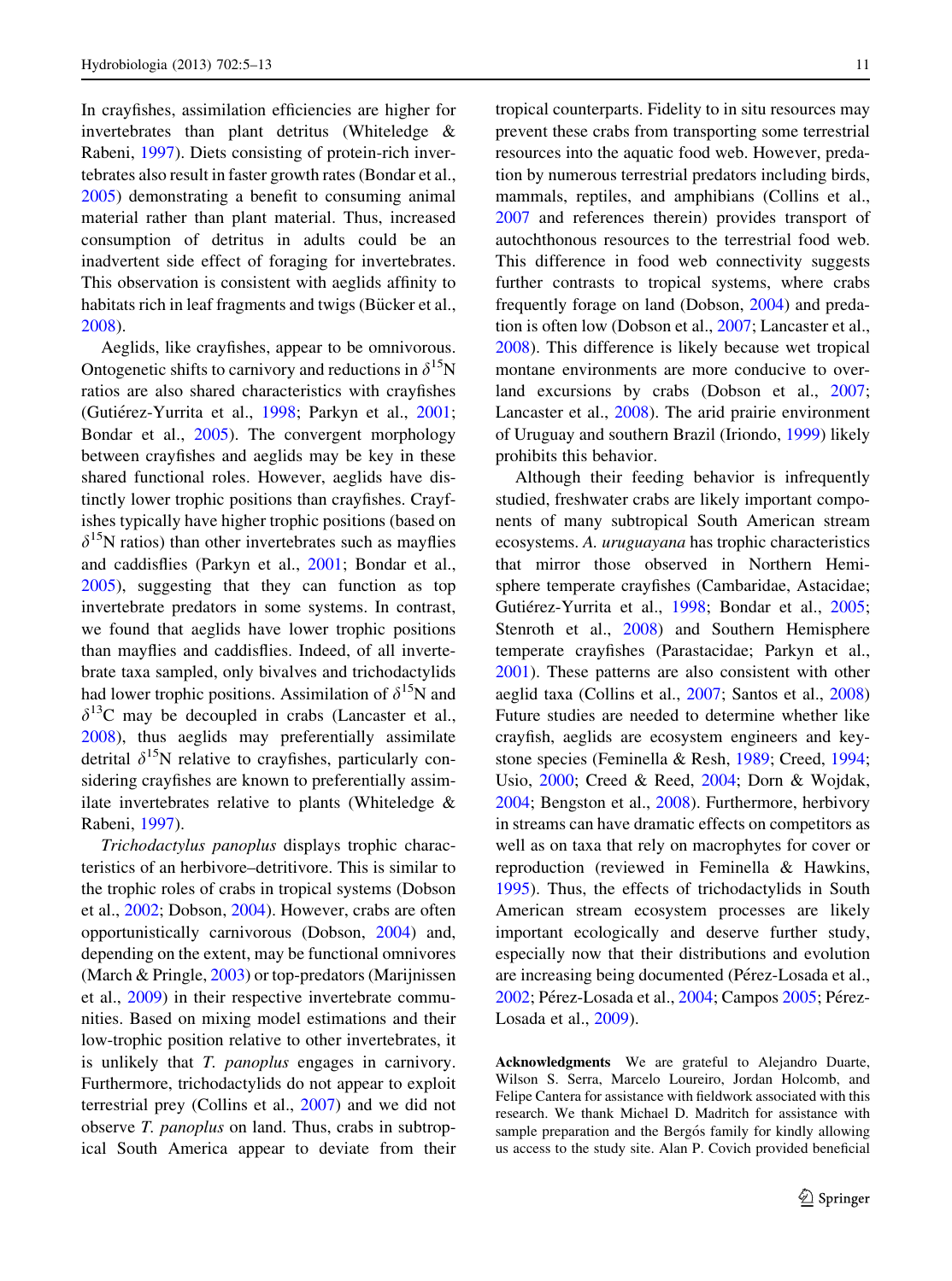In crayfishes, assimilation efficiencies are higher for invertebrates than plant detritus (Whiteledge & Rabeni, 1997). Diets consisting of protein-rich invertebrates also result in faster growth rates (Bondar et al., 2005) demonstrating a benefit to consuming animal material rather than plant material. Thus, increased consumption of detritus in adults could be an inadvertent side effect of foraging for invertebrates. This observation is consistent with aeglids affinity to habitats rich in leaf fragments and twigs (Bücker et al., 2008).

Aeglids, like crayfishes, appear to be omnivorous. Ontogenetic shifts to carnivory and reductions in $\delta^{15}$N ratios are also shared characteristics with crayfishes (Gutiérez-Yurrita et al., 1998; Parkyn et al., 2001; Bondar et al., 2005). The convergent morphology between crayfishes and aeglids may be key in these shared functional roles. However, aeglids have distinctly lower trophic positions than crayfishes. Crayfishes typically have higher trophic positions (based on $\delta^{15}$N ratios) than other invertebrates such as mayflies and caddisflies (Parkyn et al., 2001; Bondar et al., 2005), suggesting that they can function as top invertebrate predators in some systems. In contrast, we found that aeglids have lower trophic positions than mayflies and caddisflies. Indeed, of all invertebrate taxa sampled, only bivalves and trichodactylids had lower trophic positions. Assimilation of $\delta^{15}$N and $\delta^{13}$C may be decoupled in crabs (Lancaster et al., 2008), thus aeglids may preferentially assimilate detrital $\delta^{15}$N relative to crayfishes, particularly considering crayfishes are known to preferentially assimilate invertebrates relative to plants (Whiteledge & Rabeni, 1997).

*Trichodactylus panoplus* displays trophic characteristics of an herbivore–detritivore. This is similar to the trophic roles of crabs in tropical systems (Dobson et al., 2002; Dobson, 2004). However, crabs are often opportunistically carnivorous (Dobson, 2004) and, depending on the extent, may be functional omnivores (March & Pringle, 2003) or top-predators (Marijnissen et al., 2009) in their respective invertebrate communities. Based on mixing model estimations and their low-trophic position relative to other invertebrates, it is unlikely that *T. panoplus* engages in carnivory. Furthermore, trichodactylids do not appear to exploit terrestrial prey (Collins et al., 2007) and we did not observe *T. panoplus* on land. Thus, crabs in subtropical South America appear to deviate from their tropical counterparts. Fidelity to in situ resources may prevent these crabs from transporting some terrestrial resources into the aquatic food web. However, predation by numerous terrestrial predators including birds, mammals, reptiles, and amphibians (Collins et al., 2007 and references therein) provides transport of autochthonous resources to the terrestrial food web. This difference in food web connectivity suggests further contrasts to tropical systems, where crabs frequently forage on land (Dobson, 2004) and predation is often low (Dobson et al., 2007; Lancaster et al., 2008). This difference is likely because wet tropical montane environments are more conducive to overland excursions by crabs (Dobson et al., 2007; Lancaster et al., 2008). The arid prairie environment of Uruguay and southern Brazil (Iriondo, 1999) likely prohibits this behavior.

Although their feeding behavior is infrequently studied, freshwater crabs are likely important components of many subtropical South American stream ecosystems. *A. uruguayana* has trophic characteristics that mirror those observed in Northern Hemisphere temperate crayfishes (Cambaridae, Astacidae; Gutiérez-Yurrita et al., 1998; Bondar et al., 2005; Stenroth et al., 2008) and Southern Hemisphere temperate crayfishes (Parastacidae; Parkyn et al., 2001). These patterns are also consistent with other aeglid taxa (Collins et al., 2007; Santos et al., 2008) Future studies are needed to determine whether like crayfish, aeglids are ecosystem engineers and keystone species (Feminella & Resh, 1989; Creed, 1994; Usio, 2000; Creed & Reed, 2004; Dorn & Wojdak, 2004; Bengston et al., 2008). Furthermore, herbivory in streams can have dramatic effects on competitors as well as on taxa that rely on macrophytes for cover or reproduction (reviewed in Feminella & Hawkins, 1995). Thus, the effects of trichodactylids in South American stream ecosystem processes are likely important ecologically and deserve further study, especially now that their distributions and evolution are increasing being documented (Pérez-Losada et al., 2002; Pérez-Losada et al., 2004; Campos 2005; Pérez-Losada et al., 2009).

**Acknowledgments** We are grateful to Alejandro Duarte, Wilson S. Serra, Marcelo Loureiro, Jordan Holcomb, and Felipe Cantera for assistance with fieldwork associated with this research. We thank Michael D. Madritch for assistance with sample preparation and the Bergós family for kindly allowing us access to the study site. Alan P. Covich provided beneficial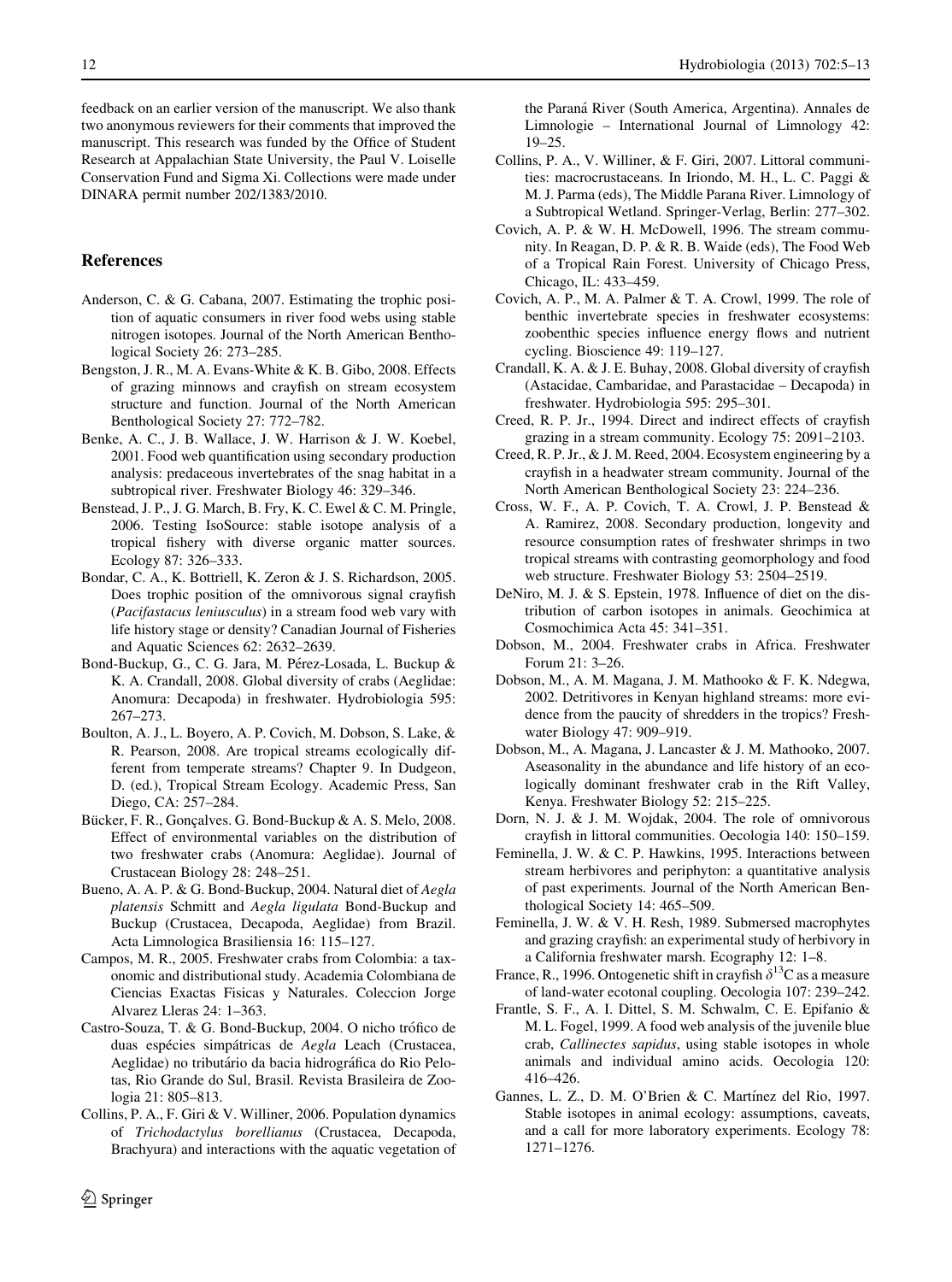feedback on an earlier version of the manuscript. We also thank two anonymous reviewers for their comments that improved the manuscript. This research was funded by the Office of Student Research at Appalachian State University, the Paul V. Loiselle Conservation Fund and Sigma Xi. Collections were made under DINARA permit number 202/1383/2010.

## References

Anderson, C. & G. Cabana, 2007. Estimating the trophic position of aquatic consumers in river food webs using stable nitrogen isotopes. Journal of the North American Benthological Society 26: 273–285.

Bengston, J. R., M. A. Evans-White & K. B. Gibo, 2008. Effects of grazing minnows and crayfish on stream ecosystem structure and function. Journal of the North American Benthological Society 27: 772–782.

Benke, A. C., J. B. Wallace, J. W. Harrison & J. W. Koebel, 2001. Food web quantification using secondary production analysis: predaceous invertebrates of the snag habitat in a subtropical river. Freshwater Biology 46: 329–346.

Benstead, J. P., J. G. March, B. Fry, K. C. Ewel & C. M. Pringle, 2006. Testing IsoSource: stable isotope analysis of a tropical fishery with diverse organic matter sources. Ecology 87: 326–333.

Bondar, C. A., K. Bottriell, K. Zeron & J. S. Richardson, 2005. Does trophic position of the omnivorous signal crayfish (*Pacifastacus leniusculus*) in a stream food web vary with life history stage or density? Canadian Journal of Fisheries and Aquatic Sciences 62: 2632–2639.

Bond-Buckup, G., C. G. Jara, M. Pérez-Losada, L. Buckup & K. A. Crandall, 2008. Global diversity of crabs (Aeglidae: Anomura: Decapoda) in freshwater. Hydrobiologia 595: 267–273.

Boulton, A. J., L. Boyero, A. P. Covich, M. Dobson, S. Lake, & R. Pearson, 2008. Are tropical streams ecologically different from temperate streams? Chapter 9. In Dudgeon, D. (ed.), Tropical Stream Ecology. Academic Press, San Diego, CA: 257–284.

Bücker, F. R., Gonçalves. G. Bond-Buckup & A. S. Melo, 2008. Effect of environmental variables on the distribution of two freshwater crabs (Anomura: Aeglidae). Journal of Crustacean Biology 28: 248–251.

Bueno, A. A. P. & G. Bond-Buckup, 2004. Natural diet of *Aegla platensis* Schmitt and *Aegla ligulata* Bond-Buckup and Buckup (Crustacea, Decapoda, Aeglidae) from Brazil. Acta Limnologica Brasiliensia 16: 115–127.

Campos, M. R., 2005. Freshwater crabs from Colombia: a taxonomic and distributional study. Academia Colombiana de Ciencias Exactas Fisicas y Naturales. Coleccion Jorge Alvarez Lleras 24: 1–363.

Castro-Souza, T. & G. Bond-Buckup, 2004. O nicho trófico de duas espécies simpátricas de *Aegla* Leach (Crustacea, Aeglidae) no tributário da bacia hidrográfica do Rio Pelotas, Rio Grande do Sul, Brasil. Revista Brasileira de Zoologia 21: 805–813.

Collins, P. A., F. Giri & V. Williner, 2006. Population dynamics of *Trichodactylus borellianus* (Crustacea, Decapoda, Brachyura) and interactions with the aquatic vegetation of the Paraná River (South America, Argentina). Annales de Limnologie – International Journal of Limnology 42: 19–25.

Collins, P. A., V. Williner, & F. Giri, 2007. Littoral communities: macrocrustaceans. In Iriondo, M. H., L. C. Paggi & M. J. Parma (eds), The Middle Parana River. Limnology of a Subtropical Wetland. Springer-Verlag, Berlin: 277–302.

Covich, A. P. & W. H. McDowell, 1996. The stream community. In Reagan, D. P. & R. B. Waide (eds), The Food Web of a Tropical Rain Forest. University of Chicago Press, Chicago, IL: 433–459.

Covich, A. P., M. A. Palmer & T. A. Crowl, 1999. The role of benthic invertebrate species in freshwater ecosystems: zoobenthic species influence energy flows and nutrient cycling. Bioscience 49: 119–127.

Crandall, K. A. & J. E. Buhay, 2008. Global diversity of crayfish (Astacidae, Cambaridae, and Parastacidae – Decapoda) in freshwater. Hydrobiologia 595: 295–301.

Creed, R. P. Jr., 1994. Direct and indirect effects of crayfish grazing in a stream community. Ecology 75: 2091–2103.

Creed, R. P. Jr., & J. M. Reed, 2004. Ecosystem engineering by a crayfish in a headwater stream community. Journal of the North American Benthological Society 23: 224–236.

Cross, W. F., A. P. Covich, T. A. Crowl, J. P. Benstead & A. Ramirez, 2008. Secondary production, longevity and resource consumption rates of freshwater shrimps in two tropical streams with contrasting geomorphology and food web structure. Freshwater Biology 53: 2504–2519.

DeNiro, M. J. & S. Epstein, 1978. Influence of diet on the distribution of carbon isotopes in animals. Geochimica at Cosmochimica Acta 45: 341–351.

Dobson, M., 2004. Freshwater crabs in Africa. Freshwater Forum 21: 3–26.

Dobson, M., A. M. Magana, J. M. Mathooko & F. K. Ndegwa, 2002. Detritivores in Kenyan highland streams: more evidence from the paucity of shredders in the tropics? Freshwater Biology 47: 909–919.

Dobson, M., A. Magana, J. Lancaster & J. M. Mathooko, 2007. Aseasonality in the abundance and life history of an ecologically dominant freshwater crab in the Rift Valley, Kenya. Freshwater Biology 52: 215–225.

Dorn, N. J. & J. M. Wojdak, 2004. The role of omnivorous crayfish in littoral communities. Oecologia 140: 150–159.

Feminella, J. W. & C. P. Hawkins, 1995. Interactions between stream herbivores and periphyton: a quantitative analysis of past experiments. Journal of the North American Benthological Society 14: 465–509.

Feminella, J. W. & V. H. Resh, 1989. Submersed macrophytes and grazing crayfish: an experimental study of herbivory in a California freshwater marsh. Ecography 12: 1–8.

France, R., 1996. Ontogenetic shift in crayfish $\delta^{13}$C as a measure of land-water ecotonal coupling. Oecologia 107: 239–242.

Frantle, S. F., A. I. Dittel, S. M. Schwalm, C. E. Epifanio & M. L. Fogel, 1999. A food web analysis of the juvenile blue crab, *Callinectes sapidus*, using stable isotopes in whole animals and individual amino acids. Oecologia 120: 416–426.

Gannes, L. Z., D. M. O'Brien & C. Martínez del Rio, 1997. Stable isotopes in animal ecology: assumptions, caveats, and a call for more laboratory experiments. Ecology 78: 1271–1276.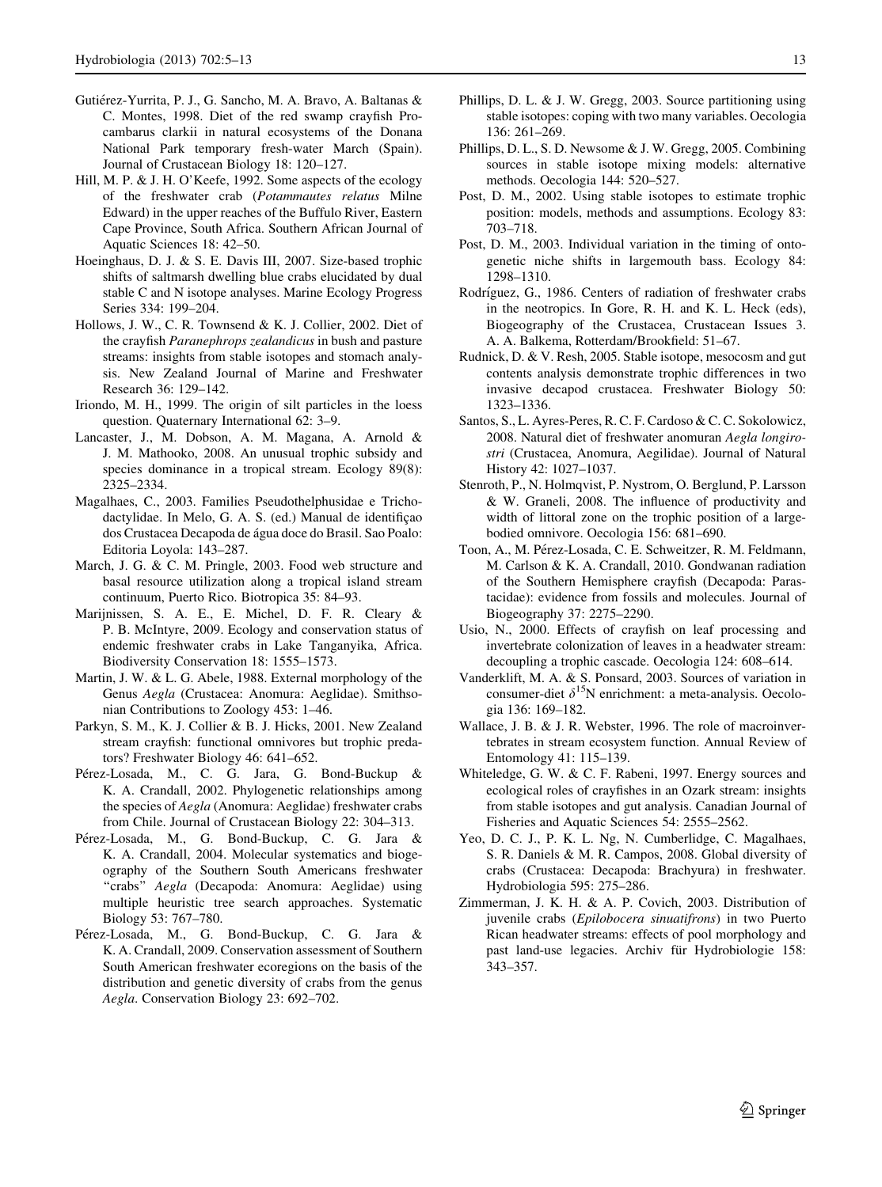Gutiérez-Yurrita, P. J., G. Sancho, M. A. Bravo, A. Baltanas & C. Montes, 1998. Diet of the red swamp crayfish Procambarus clarkii in natural ecosystems of the Donana National Park temporary fresh-water March (Spain). Journal of Crustacean Biology 18: 120–127.

Hill, M. P. & J. H. O'Keefe, 1992. Some aspects of the ecology of the freshwater crab (*Potammautes relatus* Milne Edward) in the upper reaches of the Buffulo River, Eastern Cape Province, South Africa. Southern African Journal of Aquatic Sciences 18: 42–50.

Hoeinghaus, D. J. & S. E. Davis III, 2007. Size-based trophic shifts of saltmarsh dwelling blue crabs elucidated by dual stable C and N isotope analyses. Marine Ecology Progress Series 334: 199–204.

Hollows, J. W., C. R. Townsend & K. J. Collier, 2002. Diet of the crayfish *Paranephrops zealandicus* in bush and pasture streams: insights from stable isotopes and stomach analysis. New Zealand Journal of Marine and Freshwater Research 36: 129–142.

Iriondo, M. H., 1999. The origin of silt particles in the loess question. Quaternary International 62: 3–9.

Lancaster, J., M. Dobson, A. M. Magana, A. Arnold & J. M. Mathooko, 2008. An unusual trophic subsidy and species dominance in a tropical stream. Ecology 89(8): 2325–2334.

Magalhaes, C., 2003. Families Pseudothelphusidae e Trichodactylidae. In Melo, G. A. S. (ed.) Manual de identifiçao dos Crustacea Decapoda de água doce do Brasil. Sao Poalo: Editoria Loyola: 143–287.

March, J. G. & C. M. Pringle, 2003. Food web structure and basal resource utilization along a tropical island stream continuum, Puerto Rico. Biotropica 35: 84–93.

Marijnissen, S. A. E., E. Michel, D. F. R. Cleary & P. B. McIntyre, 2009. Ecology and conservation status of endemic freshwater crabs in Lake Tanganyika, Africa. Biodiversity Conservation 18: 1555–1573.

Martin, J. W. & L. G. Abele, 1988. External morphology of the Genus *Aegla* (Crustacea: Anomura: Aeglidae). Smithsonian Contributions to Zoology 453: 1–46.

Parkyn, S. M., K. J. Collier & B. J. Hicks, 2001. New Zealand stream crayfish: functional omnivores but trophic predators? Freshwater Biology 46: 641–652.

Pérez-Losada, M., C. G. Jara, G. Bond-Buckup & K. A. Crandall, 2002. Phylogenetic relationships among the species of *Aegla* (Anomura: Aeglidae) freshwater crabs from Chile. Journal of Crustacean Biology 22: 304–313.

Pérez-Losada, M., G. Bond-Buckup, C. G. Jara & K. A. Crandall, 2004. Molecular systematics and biogeography of the Southern South Americans freshwater "crabs" *Aegla* (Decapoda: Anomura: Aeglidae) using multiple heuristic tree search approaches. Systematic Biology 53: 767–780.

Pérez-Losada, M., G. Bond-Buckup, C. G. Jara & K. A. Crandall, 2009. Conservation assessment of Southern South American freshwater ecoregions on the basis of the distribution and genetic diversity of crabs from the genus *Aegla*. Conservation Biology 23: 692–702.

Phillips, D. L. & J. W. Gregg, 2003. Source partitioning using stable isotopes: coping with two many variables. Oecologia 136: 261–269.

Phillips, D. L., S. D. Newsome & J. W. Gregg, 2005. Combining sources in stable isotope mixing models: alternative methods. Oecologia 144: 520–527.

Post, D. M., 2002. Using stable isotopes to estimate trophic position: models, methods and assumptions. Ecology 83: 703–718.

Post, D. M., 2003. Individual variation in the timing of ontogenetic niche shifts in largemouth bass. Ecology 84: 1298–1310.

Rodríguez, G., 1986. Centers of radiation of freshwater crabs in the neotropics. In Gore, R. H. and K. L. Heck (eds), Biogeography of the Crustacea, Crustacean Issues 3. A. A. Balkema, Rotterdam/Brookfield: 51–67.

Rudnick, D. & V. Resh, 2005. Stable isotope, mesocosm and gut contents analysis demonstrate trophic differences in two invasive decapod crustacea. Freshwater Biology 50: 1323–1336.

Santos, S., L. Ayres-Peres, R. C. F. Cardoso & C. C. Sokolowicz, 2008. Natural diet of freshwater anomuran *Aegla longirostri* (Crustacea, Anomura, Aegilidae). Journal of Natural History 42: 1027–1037.

Stenroth, P., N. Holmqvist, P. Nystrom, O. Berglund, P. Larsson & W. Graneli, 2008. The influence of productivity and width of littoral zone on the trophic position of a large-bodied omnivore. Oecologia 156: 681–690.

Toon, A., M. Pérez-Losada, C. E. Schweitzer, R. M. Feldmann, M. Carlson & K. A. Crandall, 2010. Gondwanan radiation of the Southern Hemisphere crayfish (Decapoda: Parastacidae): evidence from fossils and molecules. Journal of Biogeography 37: 2275–2290.

Usio, N., 2000. Effects of crayfish on leaf processing and invertebrate colonization of leaves in a headwater stream: decoupling a trophic cascade. Oecologia 124: 608–614.

Vanderklift, M. A. & S. Ponsard, 2003. Sources of variation in consumer-diet $\delta^{15}$N enrichment: a meta-analysis. Oecologia 136: 169–182.

Wallace, J. B. & J. R. Webster, 1996. The role of macroinvertebrates in stream ecosystem function. Annual Review of Entomology 41: 115–139.

Whiteledge, G. W. & C. F. Rabeni, 1997. Energy sources and ecological roles of crayfishes in an Ozark stream: insights from stable isotopes and gut analysis. Canadian Journal of Fisheries and Aquatic Sciences 54: 2555–2562.

Yeo, D. C. J., P. K. L. Ng, N. Cumberlidge, C. Magalhaes, S. R. Daniels & M. R. Campos, 2008. Global diversity of crabs (Crustacea: Decapoda: Brachyura) in freshwater. Hydrobiologia 595: 275–286.

Zimmerman, J. K. H. & A. P. Covich, 2003. Distribution of juvenile crabs (*Epilobocera sinuatifrons*) in two Puerto Rican headwater streams: effects of pool morphology and past land-use legacies. Archiv für Hydrobiologie 158: 343–357.